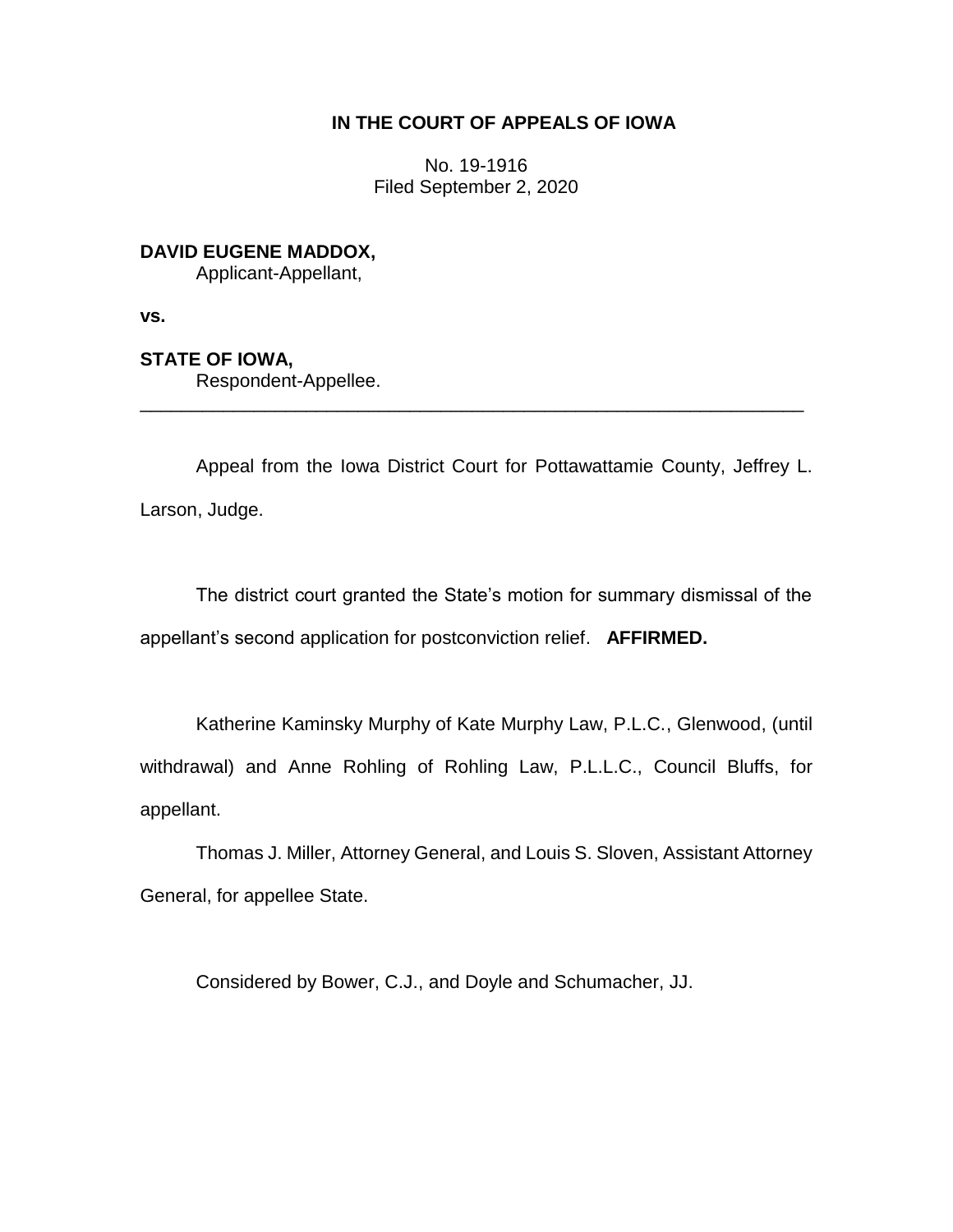# IN THE COURT OF APPEALS OF IOWA

No. 19-1916
Filed September 2, 2020

**DAVID EUGENE MADDOX,**
Applicant-Appellant,

**vs.**

**STATE OF IOWA,**
Respondent-Appellee.

---

Appeal from the Iowa District Court for Pottawattamie County, Jeffrey L. Larson, Judge.

The district court granted the State's motion for summary dismissal of the appellant's second application for postconviction relief. **AFFIRMED.**

Katherine Kaminsky Murphy of Kate Murphy Law, P.L.C., Glenwood, (until withdrawal) and Anne Rohling of Rohling Law, P.L.L.C., Council Bluffs, for appellant.

Thomas J. Miller, Attorney General, and Louis S. Sloven, Assistant Attorney General, for appellee State.

Considered by Bower, C.J., and Doyle and Schumacher, JJ.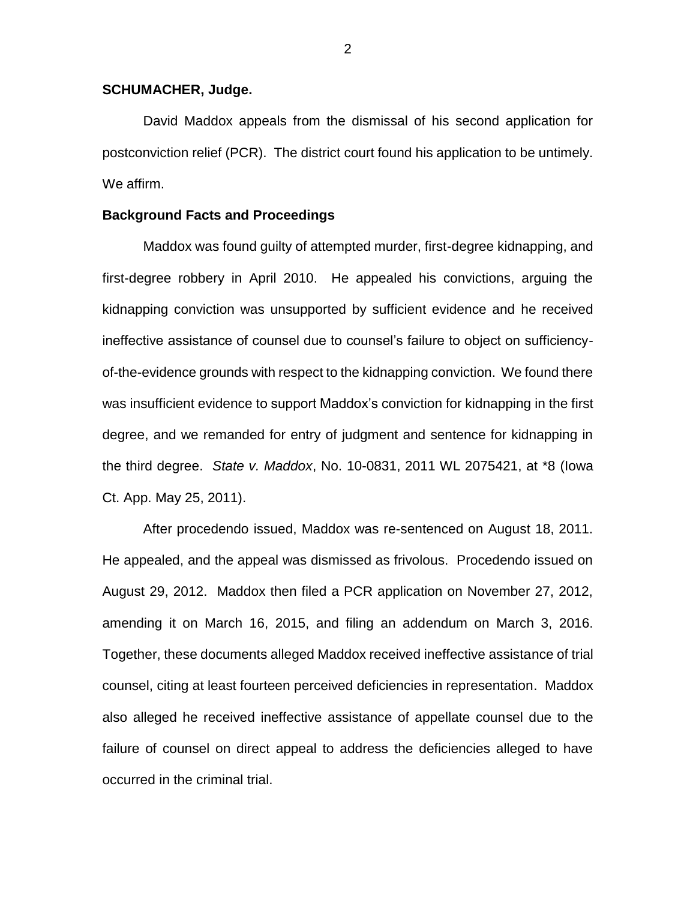**SCHUMACHER, Judge.**

David Maddox appeals from the dismissal of his second application for postconviction relief (PCR). The district court found his application to be untimely. We affirm.

**Background Facts and Proceedings**

Maddox was found guilty of attempted murder, first-degree kidnapping, and first-degree robbery in April 2010. He appealed his convictions, arguing the kidnapping conviction was unsupported by sufficient evidence and he received ineffective assistance of counsel due to counsel's failure to object on sufficiency-of-the-evidence grounds with respect to the kidnapping conviction. We found there was insufficient evidence to support Maddox's conviction for kidnapping in the first degree, and we remanded for entry of judgment and sentence for kidnapping in the third degree. *State v. Maddox*, No. 10-0831, 2011 WL 2075421, at *8 (Iowa Ct. App. May 25, 2011).

After procedendo issued, Maddox was re-sentenced on August 18, 2011. He appealed, and the appeal was dismissed as frivolous. Procedendo issued on August 29, 2012. Maddox then filed a PCR application on November 27, 2012, amending it on March 16, 2015, and filing an addendum on March 3, 2016. Together, these documents alleged Maddox received ineffective assistance of trial counsel, citing at least fourteen perceived deficiencies in representation. Maddox also alleged he received ineffective assistance of appellate counsel due to the failure of counsel on direct appeal to address the deficiencies alleged to have occurred in the criminal trial.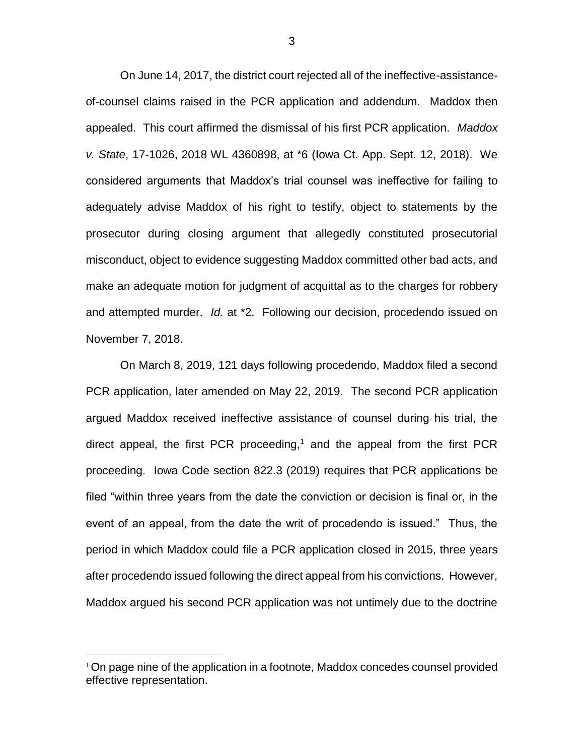On June 14, 2017, the district court rejected all of the ineffective-assistance-of-counsel claims raised in the PCR application and addendum. Maddox then appealed. This court affirmed the dismissal of his first PCR application. *Maddox v. State*, 17-1026, 2018 WL 4360898, at *6 (Iowa Ct. App. Sept. 12, 2018). We considered arguments that Maddox's trial counsel was ineffective for failing to adequately advise Maddox of his right to testify, object to statements by the prosecutor during closing argument that allegedly constituted prosecutorial misconduct, object to evidence suggesting Maddox committed other bad acts, and make an adequate motion for judgment of acquittal as to the charges for robbery and attempted murder. *Id.* at *2. Following our decision, procedendo issued on November 7, 2018.

On March 8, 2019, 121 days following procedendo, Maddox filed a second PCR application, later amended on May 22, 2019. The second PCR application argued Maddox received ineffective assistance of counsel during his trial, the direct appeal, the first PCR proceeding,[1] and the appeal from the first PCR proceeding. Iowa Code section 822.3 (2019) requires that PCR applications be filed "within three years from the date the conviction or decision is final or, in the event of an appeal, from the date the writ of procedendo is issued." Thus, the period in which Maddox could file a PCR application closed in 2015, three years after procedendo issued following the direct appeal from his convictions. However, Maddox argued his second PCR application was not untimely due to the doctrine

[1] On page nine of the application in a footnote, Maddox concedes counsel provided effective representation.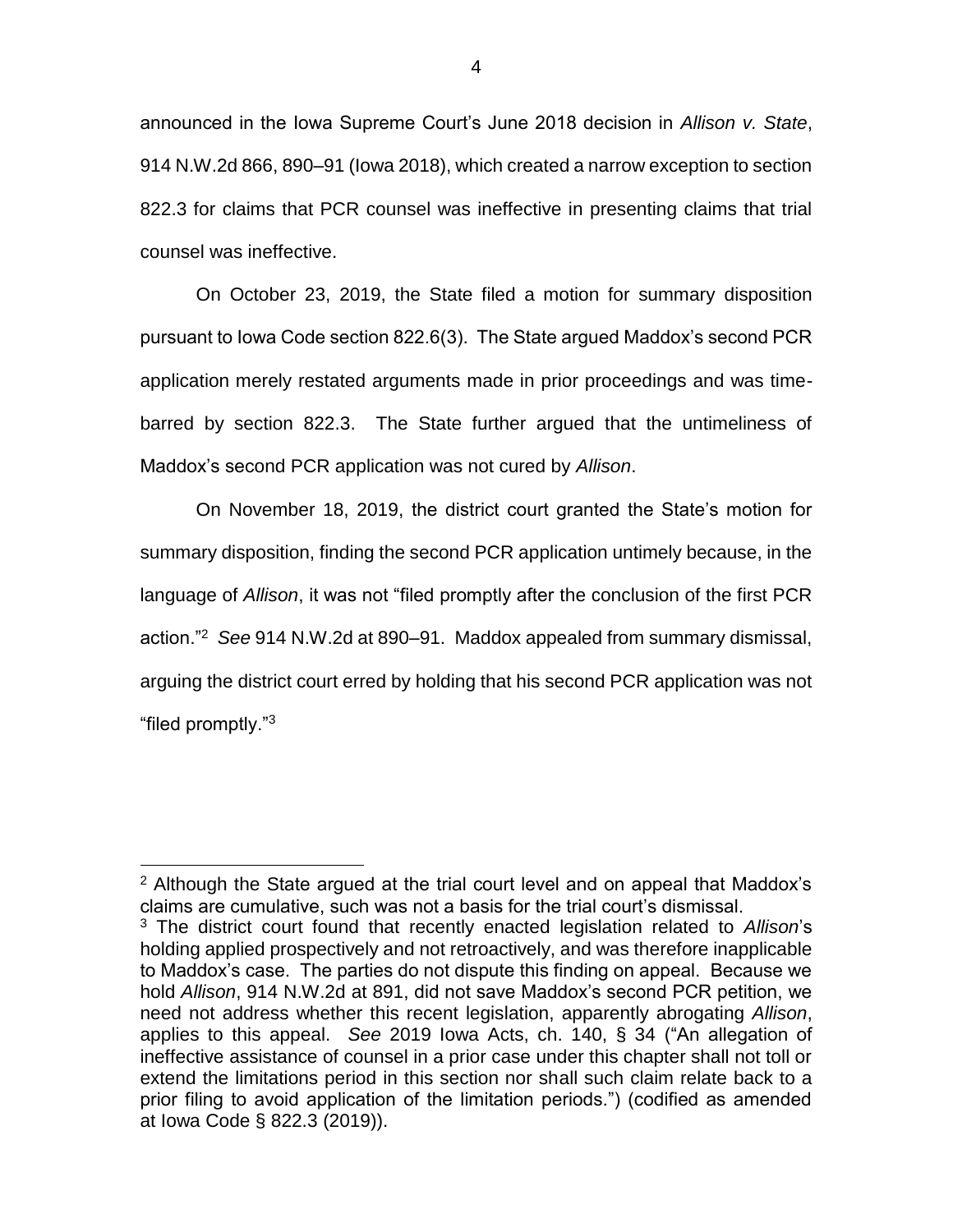announced in the Iowa Supreme Court's June 2018 decision in *Allison v. State*, 914 N.W.2d 866, 890–91 (Iowa 2018), which created a narrow exception to section 822.3 for claims that PCR counsel was ineffective in presenting claims that trial counsel was ineffective.

On October 23, 2019, the State filed a motion for summary disposition pursuant to Iowa Code section 822.6(3). The State argued Maddox's second PCR application merely restated arguments made in prior proceedings and was time-barred by section 822.3. The State further argued that the untimeliness of Maddox's second PCR application was not cured by *Allison*.

On November 18, 2019, the district court granted the State's motion for summary disposition, finding the second PCR application untimely because, in the language of *Allison*, it was not "filed promptly after the conclusion of the first PCR action."[2] *See* 914 N.W.2d at 890–91. Maddox appealed from summary dismissal, arguing the district court erred by holding that his second PCR application was not "filed promptly."[3]

---

[2] Although the State argued at the trial court level and on appeal that Maddox's claims are cumulative, such was not a basis for the trial court's dismissal.

[3] The district court found that recently enacted legislation related to *Allison*'s holding applied prospectively and not retroactively, and was therefore inapplicable to Maddox's case. The parties do not dispute this finding on appeal. Because we hold *Allison*, 914 N.W.2d at 891, did not save Maddox's second PCR petition, we need not address whether this recent legislation, apparently abrogating *Allison*, applies to this appeal. *See* 2019 Iowa Acts, ch. 140, § 34 ("An allegation of ineffective assistance of counsel in a prior case under this chapter shall not toll or extend the limitations period in this section nor shall such claim relate back to a prior filing to avoid application of the limitation periods.") (codified as amended at Iowa Code § 822.3 (2019)).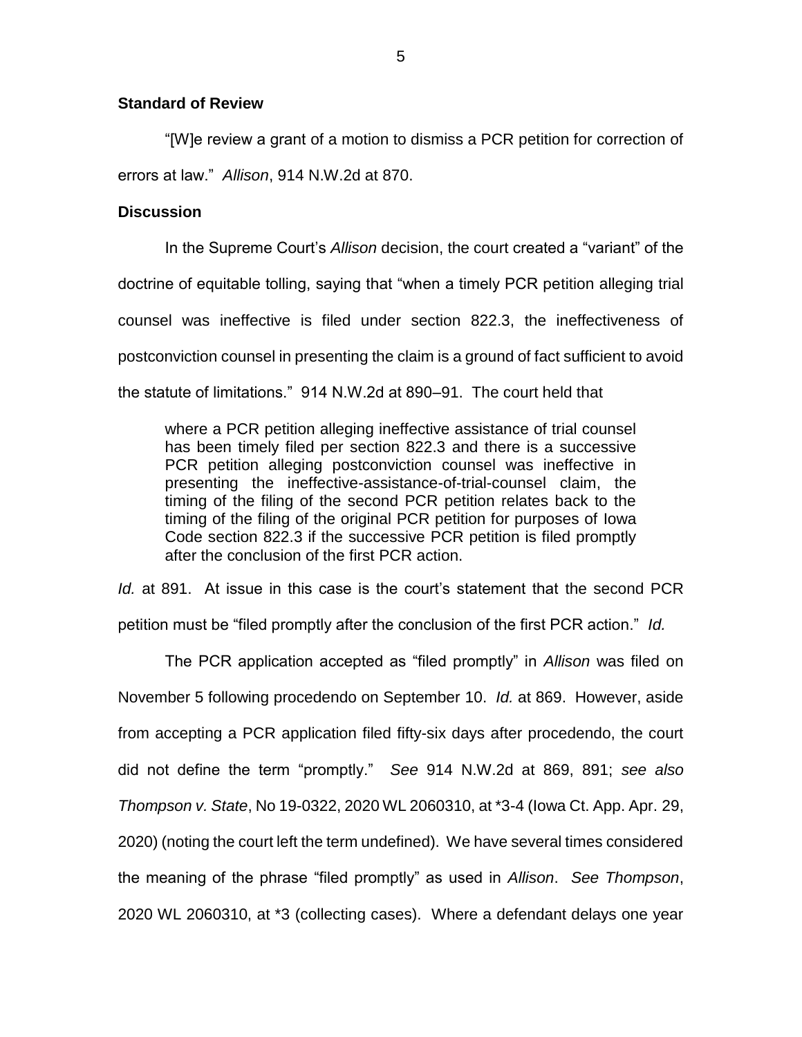### Standard of Review

"[W]e review a grant of a motion to dismiss a PCR petition for correction of errors at law." *Allison*, 914 N.W.2d at 870.

### Discussion

In the Supreme Court's *Allison* decision, the court created a "variant" of the doctrine of equitable tolling, saying that "when a timely PCR petition alleging trial counsel was ineffective is filed under section 822.3, the ineffectiveness of postconviction counsel in presenting the claim is a ground of fact sufficient to avoid the statute of limitations." 914 N.W.2d at 890–91. The court held that

> where a PCR petition alleging ineffective assistance of trial counsel has been timely filed per section 822.3 and there is a successive PCR petition alleging postconviction counsel was ineffective in presenting the ineffective-assistance-of-trial-counsel claim, the timing of the filing of the second PCR petition relates back to the timing of the filing of the original PCR petition for purposes of Iowa Code section 822.3 if the successive PCR petition is filed promptly after the conclusion of the first PCR action.

*Id.* at 891. At issue in this case is the court's statement that the second PCR petition must be "filed promptly after the conclusion of the first PCR action." *Id.*

The PCR application accepted as "filed promptly" in *Allison* was filed on November 5 following procedendo on September 10. *Id.* at 869. However, aside from accepting a PCR application filed fifty-six days after procedendo, the court did not define the term "promptly." *See* 914 N.W.2d at 869, 891; *see also Thompson v. State*, No 19-0322, 2020 WL 2060310, at *3-4 (Iowa Ct. App. Apr. 29, 2020) (noting the court left the term undefined). We have several times considered the meaning of the phrase "filed promptly" as used in *Allison*. *See Thompson*, 2020 WL 2060310, at *3 (collecting cases). Where a defendant delays one year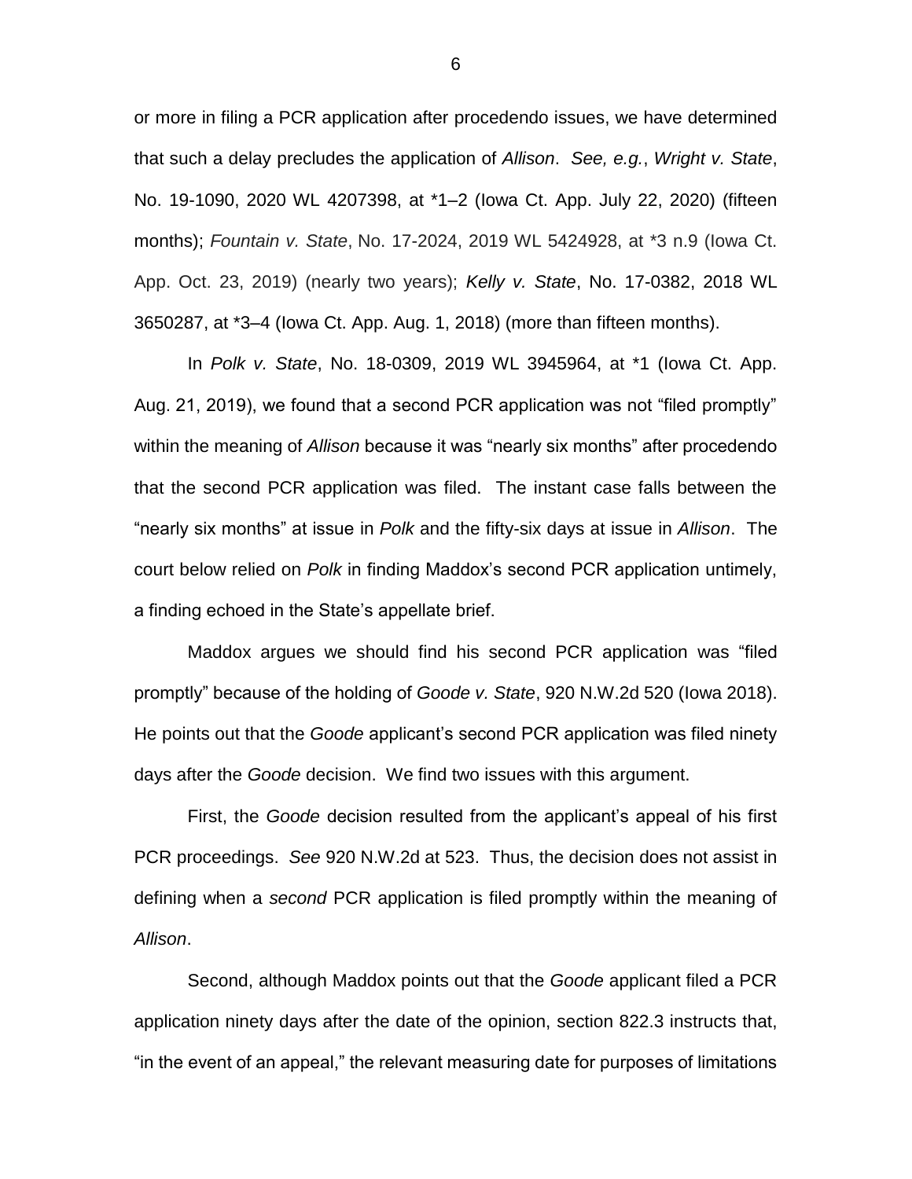or more in filing a PCR application after procedendo issues, we have determined that such a delay precludes the application of *Allison*. *See, e.g.*, *Wright v. State*, No. 19-1090, 2020 WL 4207398, at *1–2 (Iowa Ct. App. July 22, 2020) (fifteen months); *Fountain v. State*, No. 17-2024, 2019 WL 5424928, at *3 n.9 (Iowa Ct. App. Oct. 23, 2019) (nearly two years); *Kelly v. State*, No. 17-0382, 2018 WL 3650287, at *3–4 (Iowa Ct. App. Aug. 1, 2018) (more than fifteen months).

In *Polk v. State*, No. 18-0309, 2019 WL 3945964, at *1 (Iowa Ct. App. Aug. 21, 2019), we found that a second PCR application was not "filed promptly" within the meaning of *Allison* because it was "nearly six months" after procedendo that the second PCR application was filed. The instant case falls between the "nearly six months" at issue in *Polk* and the fifty-six days at issue in *Allison*. The court below relied on *Polk* in finding Maddox's second PCR application untimely, a finding echoed in the State's appellate brief.

Maddox argues we should find his second PCR application was "filed promptly" because of the holding of *Goode v. State*, 920 N.W.2d 520 (Iowa 2018). He points out that the *Goode* applicant's second PCR application was filed ninety days after the *Goode* decision. We find two issues with this argument.

First, the *Goode* decision resulted from the applicant's appeal of his first PCR proceedings. *See* 920 N.W.2d at 523. Thus, the decision does not assist in defining when a *second* PCR application is filed promptly within the meaning of *Allison*.

Second, although Maddox points out that the *Goode* applicant filed a PCR application ninety days after the date of the opinion, section 822.3 instructs that, "in the event of an appeal," the relevant measuring date for purposes of limitations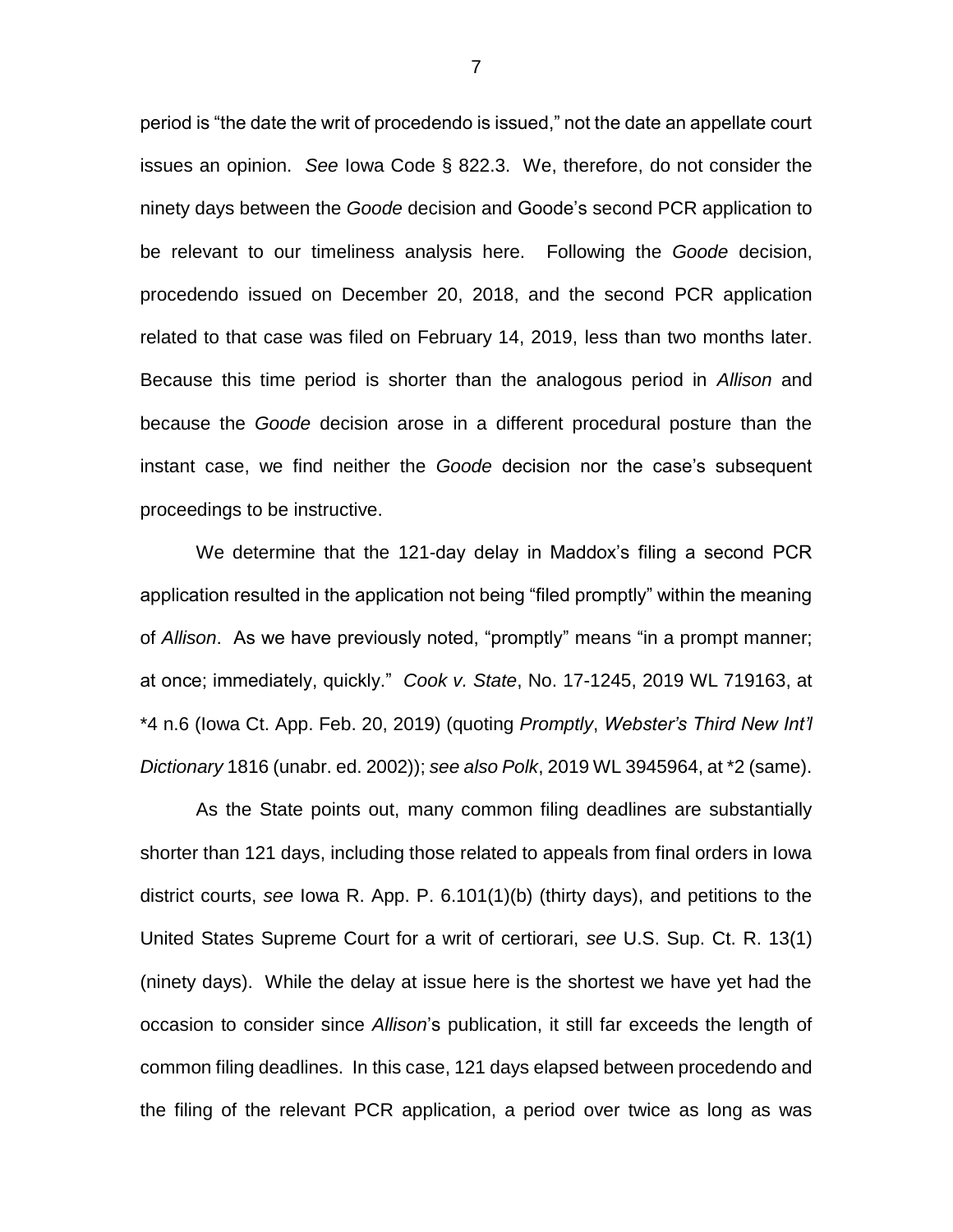period is "the date the writ of procedendo is issued," not the date an appellate court issues an opinion. *See* Iowa Code § 822.3. We, therefore, do not consider the ninety days between the *Goode* decision and Goode's second PCR application to be relevant to our timeliness analysis here. Following the *Goode* decision, procedendo issued on December 20, 2018, and the second PCR application related to that case was filed on February 14, 2019, less than two months later. Because this time period is shorter than the analogous period in *Allison* and because the *Goode* decision arose in a different procedural posture than the instant case, we find neither the *Goode* decision nor the case's subsequent proceedings to be instructive.

We determine that the 121-day delay in Maddox's filing a second PCR application resulted in the application not being "filed promptly" within the meaning of *Allison*. As we have previously noted, "promptly" means "in a prompt manner; at once; immediately, quickly." *Cook v. State*, No. 17-1245, 2019 WL 719163, at *4 n.6 (Iowa Ct. App. Feb. 20, 2019) (quoting *Promptly*, *Webster's Third New Int'l Dictionary* 1816 (unabr. ed. 2002)); *see also Polk*, 2019 WL 3945964, at *2 (same).

As the State points out, many common filing deadlines are substantially shorter than 121 days, including those related to appeals from final orders in Iowa district courts, *see* Iowa R. App. P. 6.101(1)(b) (thirty days), and petitions to the United States Supreme Court for a writ of certiorari, *see* U.S. Sup. Ct. R. 13(1) (ninety days). While the delay at issue here is the shortest we have yet had the occasion to consider since *Allison*'s publication, it still far exceeds the length of common filing deadlines. In this case, 121 days elapsed between procedendo and the filing of the relevant PCR application, a period over twice as long as was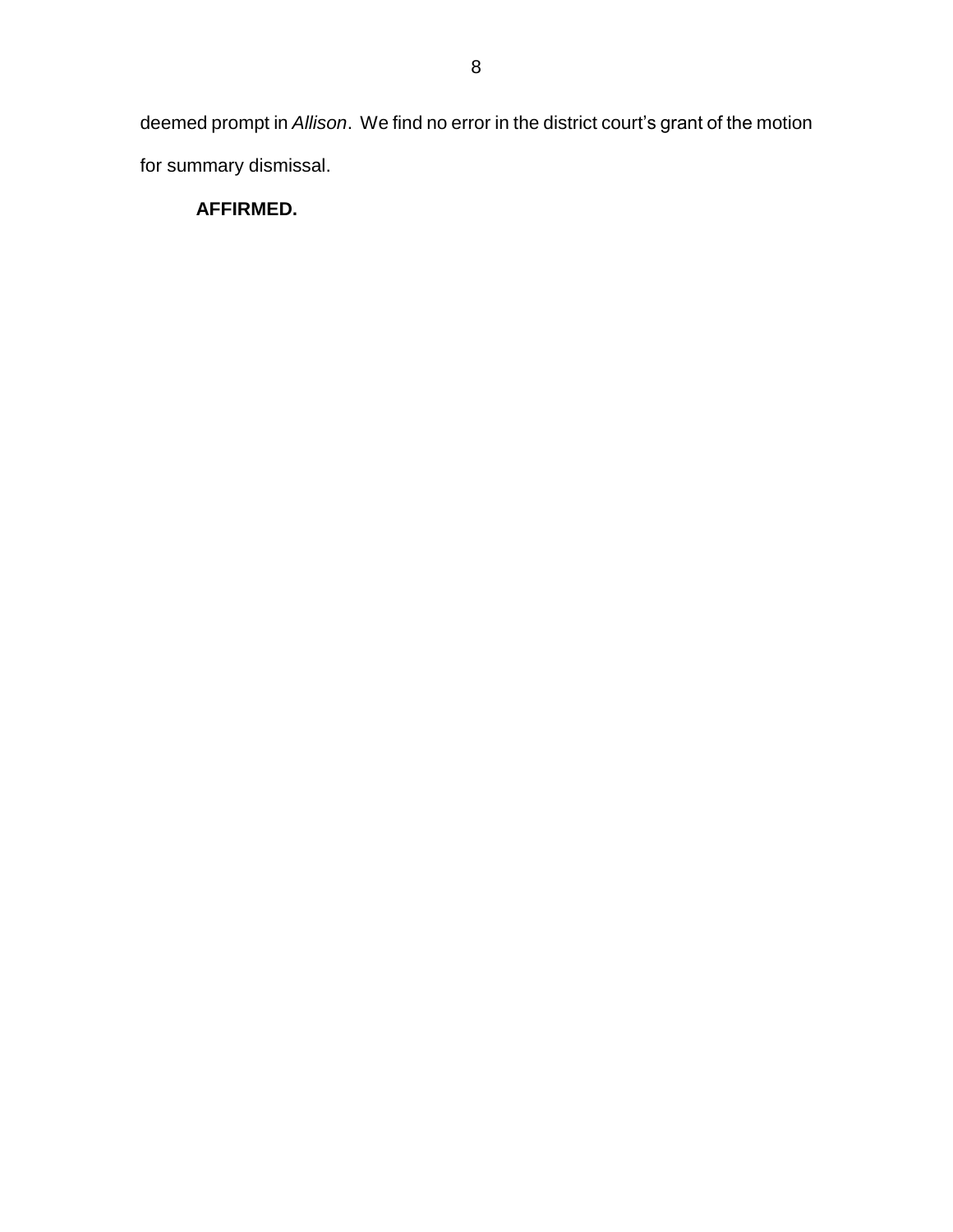deemed prompt in *Allison*. We find no error in the district court's grant of the motion for summary dismissal.

**AFFIRMED.**